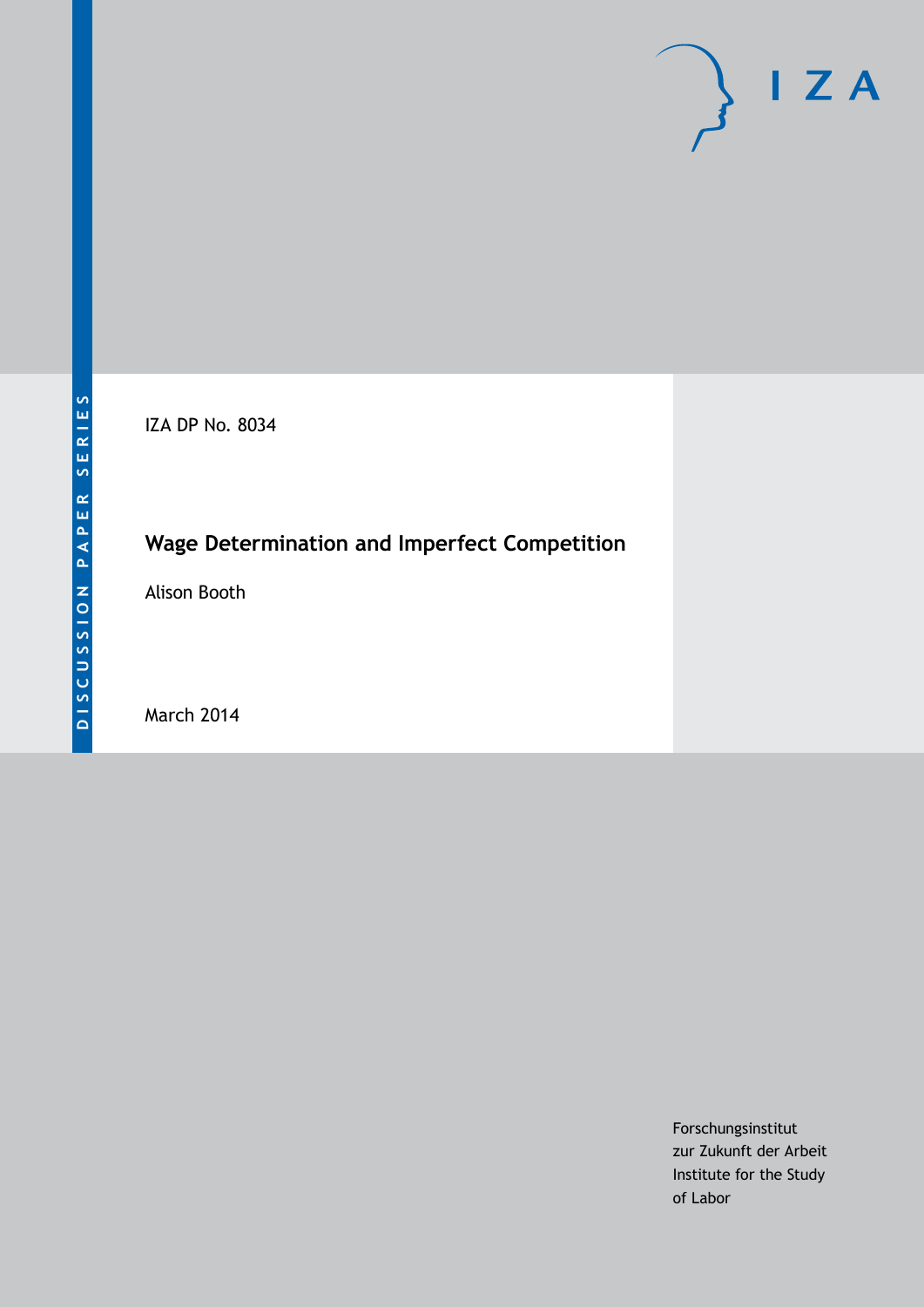DISCUSSION PAPER SERIES

IZA

IZA DP No. 8034

# Wage Determination and Imperfect Competition

Alison Booth

March 2014

Forschungsinstitut
zur Zukunft der Arbeit
Institute for the Study
of Labor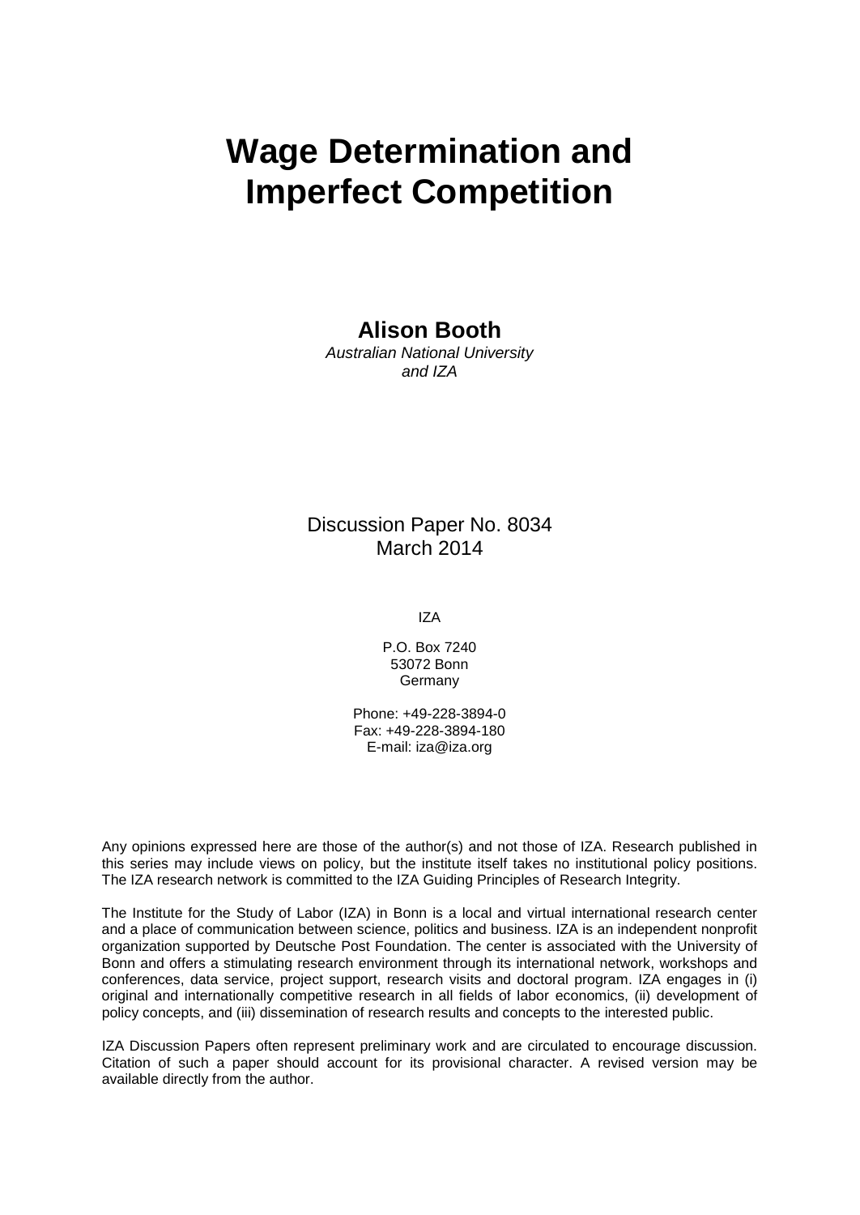# Wage Determination and Imperfect Competition

**Alison Booth**

*Australian National University and IZA*

Discussion Paper No. 8034
March 2014

IZA

P.O. Box 7240
53072 Bonn
Germany

Phone: +49-228-3894-0
Fax: +49-228-3894-180
E-mail: iza@iza.org

Any opinions expressed here are those of the author(s) and not those of IZA. Research published in this series may include views on policy, but the institute itself takes no institutional policy positions. The IZA research network is committed to the IZA Guiding Principles of Research Integrity.

The Institute for the Study of Labor (IZA) in Bonn is a local and virtual international research center and a place of communication between science, politics and business. IZA is an independent nonprofit organization supported by Deutsche Post Foundation. The center is associated with the University of Bonn and offers a stimulating research environment through its international network, workshops and conferences, data service, project support, research visits and doctoral program. IZA engages in (i) original and internationally competitive research in all fields of labor economics, (ii) development of policy concepts, and (iii) dissemination of research results and concepts to the interested public.

IZA Discussion Papers often represent preliminary work and are circulated to encourage discussion. Citation of such a paper should account for its provisional character. A revised version may be available directly from the author.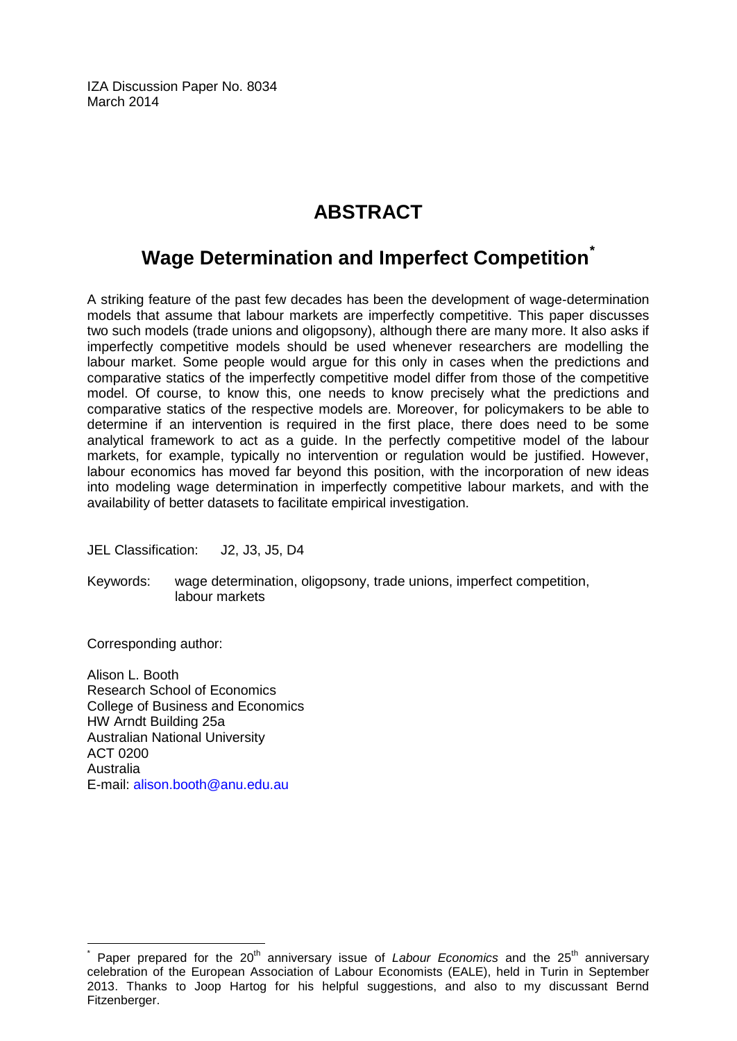IZA Discussion Paper No. 8034
March 2014

# ABSTRACT

## Wage Determination and Imperfect Competition*

A striking feature of the past few decades has been the development of wage-determination models that assume that labour markets are imperfectly competitive. This paper discusses two such models (trade unions and oligopsony), although there are many more. It also asks if imperfectly competitive models should be used whenever researchers are modelling the labour market. Some people would argue for this only in cases when the predictions and comparative statics of the imperfectly competitive model differ from those of the competitive model. Of course, to know this, one needs to know precisely what the predictions and comparative statics of the respective models are. Moreover, for policymakers to be able to determine if an intervention is required in the first place, there does need to be some analytical framework to act as a guide. In the perfectly competitive model of the labour markets, for example, typically no intervention or regulation would be justified. However, labour economics has moved far beyond this position, with the incorporation of new ideas into modeling wage determination in imperfectly competitive labour markets, and with the availability of better datasets to facilitate empirical investigation.

JEL Classification: J2, J3, J5, D4

Keywords: wage determination, oligopsony, trade unions, imperfect competition, labour markets

Corresponding author:

Alison L. Booth
Research School of Economics
College of Business and Economics
HW Arndt Building 25a
Australian National University
ACT 0200
Australia
E-mail: alison.booth@anu.edu.au

* Paper prepared for the 20th anniversary issue of *Labour Economics* and the 25th anniversary celebration of the European Association of Labour Economists (EALE), held in Turin in September 2013. Thanks to Joop Hartog for his helpful suggestions, and also to my discussant Bernd Fitzenberger.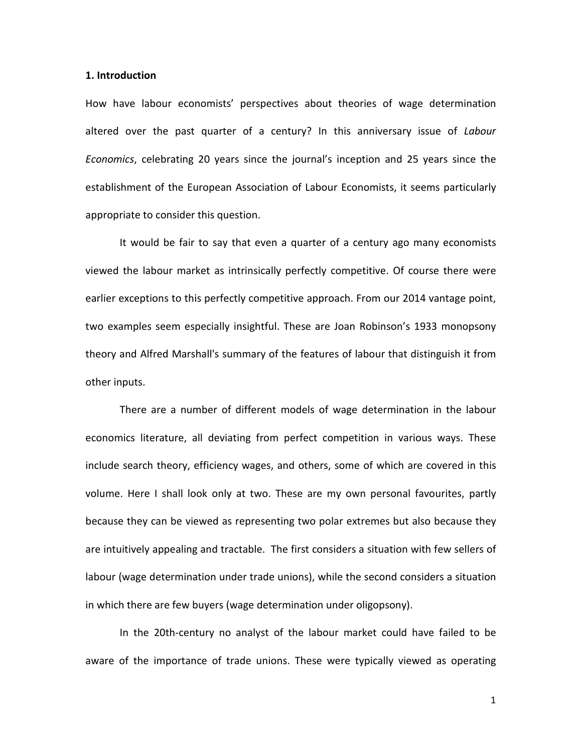### 1. Introduction

How have labour economists' perspectives about theories of wage determination altered over the past quarter of a century? In this anniversary issue of *Labour Economics*, celebrating 20 years since the journal's inception and 25 years since the establishment of the European Association of Labour Economists, it seems particularly appropriate to consider this question.

It would be fair to say that even a quarter of a century ago many economists viewed the labour market as intrinsically perfectly competitive. Of course there were earlier exceptions to this perfectly competitive approach. From our 2014 vantage point, two examples seem especially insightful. These are Joan Robinson's 1933 monopsony theory and Alfred Marshall's summary of the features of labour that distinguish it from other inputs.

There are a number of different models of wage determination in the labour economics literature, all deviating from perfect competition in various ways. These include search theory, efficiency wages, and others, some of which are covered in this volume. Here I shall look only at two. These are my own personal favourites, partly because they can be viewed as representing two polar extremes but also because they are intuitively appealing and tractable. The first considers a situation with few sellers of labour (wage determination under trade unions), while the second considers a situation in which there are few buyers (wage determination under oligopsony).

In the 20th-century no analyst of the labour market could have failed to be aware of the importance of trade unions. These were typically viewed as operating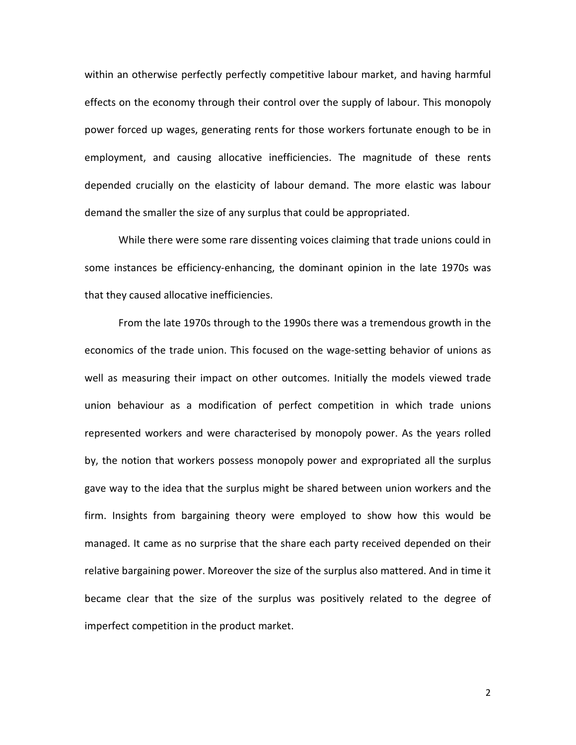within an otherwise perfectly perfectly competitive labour market, and having harmful effects on the economy through their control over the supply of labour. This monopoly power forced up wages, generating rents for those workers fortunate enough to be in employment, and causing allocative inefficiencies. The magnitude of these rents depended crucially on the elasticity of labour demand. The more elastic was labour demand the smaller the size of any surplus that could be appropriated.

While there were some rare dissenting voices claiming that trade unions could in some instances be efficiency-enhancing, the dominant opinion in the late 1970s was that they caused allocative inefficiencies.

From the late 1970s through to the 1990s there was a tremendous growth in the economics of the trade union. This focused on the wage-setting behavior of unions as well as measuring their impact on other outcomes. Initially the models viewed trade union behaviour as a modification of perfect competition in which trade unions represented workers and were characterised by monopoly power. As the years rolled by, the notion that workers possess monopoly power and expropriated all the surplus gave way to the idea that the surplus might be shared between union workers and the firm. Insights from bargaining theory were employed to show how this would be managed. It came as no surprise that the share each party received depended on their relative bargaining power. Moreover the size of the surplus also mattered. And in time it became clear that the size of the surplus was positively related to the degree of imperfect competition in the product market.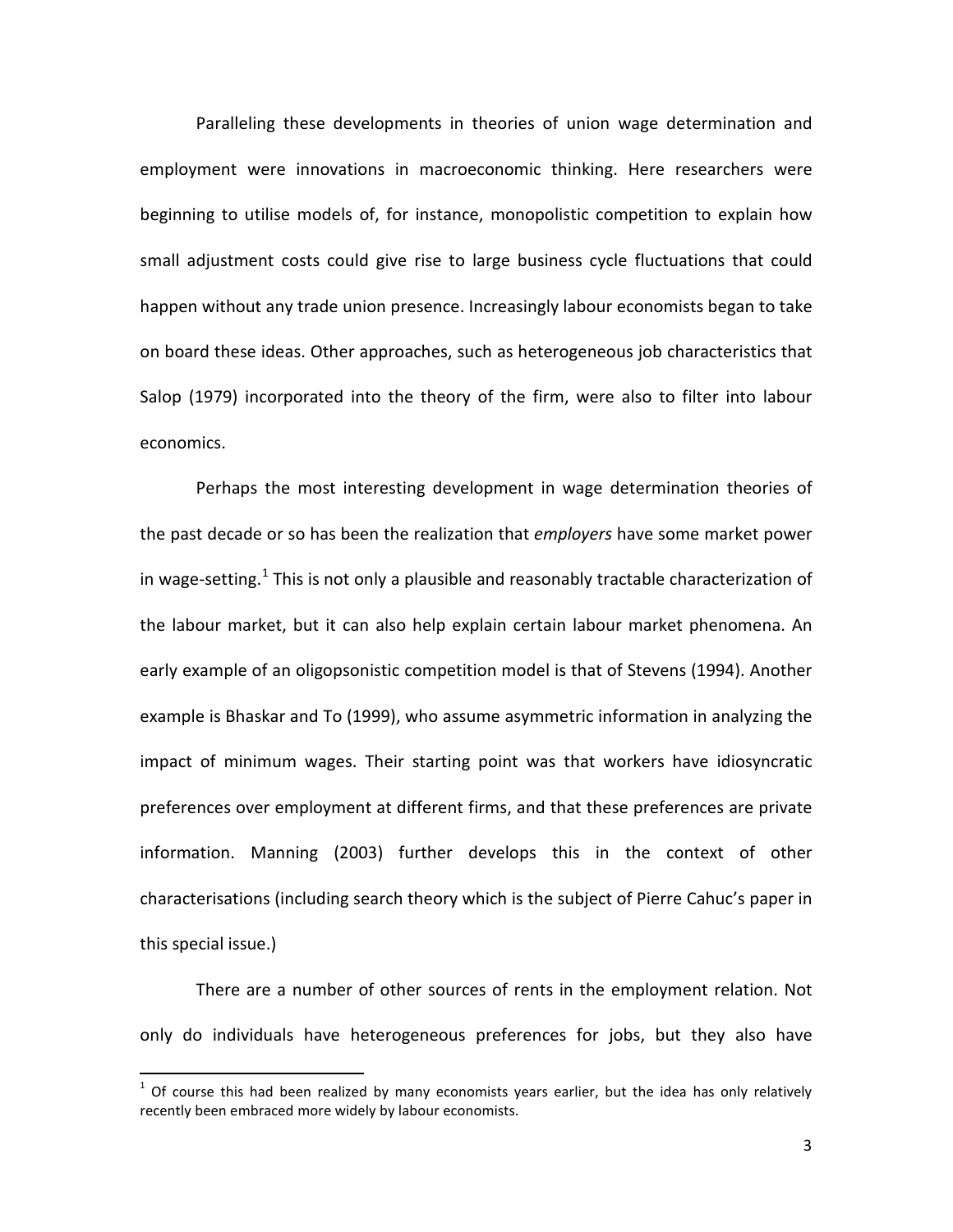Paralleling these developments in theories of union wage determination and employment were innovations in macroeconomic thinking. Here researchers were beginning to utilise models of, for instance, monopolistic competition to explain how small adjustment costs could give rise to large business cycle fluctuations that could happen without any trade union presence. Increasingly labour economists began to take on board these ideas. Other approaches, such as heterogeneous job characteristics that Salop (1979) incorporated into the theory of the firm, were also to filter into labour economics.

Perhaps the most interesting development in wage determination theories of the past decade or so has been the realization that *employers* have some market power in wage-setting.[1] This is not only a plausible and reasonably tractable characterization of the labour market, but it can also help explain certain labour market phenomena. An early example of an oligopsonistic competition model is that of Stevens (1994). Another example is Bhaskar and To (1999), who assume asymmetric information in analyzing the impact of minimum wages. Their starting point was that workers have idiosyncratic preferences over employment at different firms, and that these preferences are private information. Manning (2003) further develops this in the context of other characterisations (including search theory which is the subject of Pierre Cahuc's paper in this special issue.)

There are a number of other sources of rents in the employment relation. Not only do individuals have heterogeneous preferences for jobs, but they also have

[1] Of course this had been realized by many economists years earlier, but the idea has only relatively recently been embraced more widely by labour economists.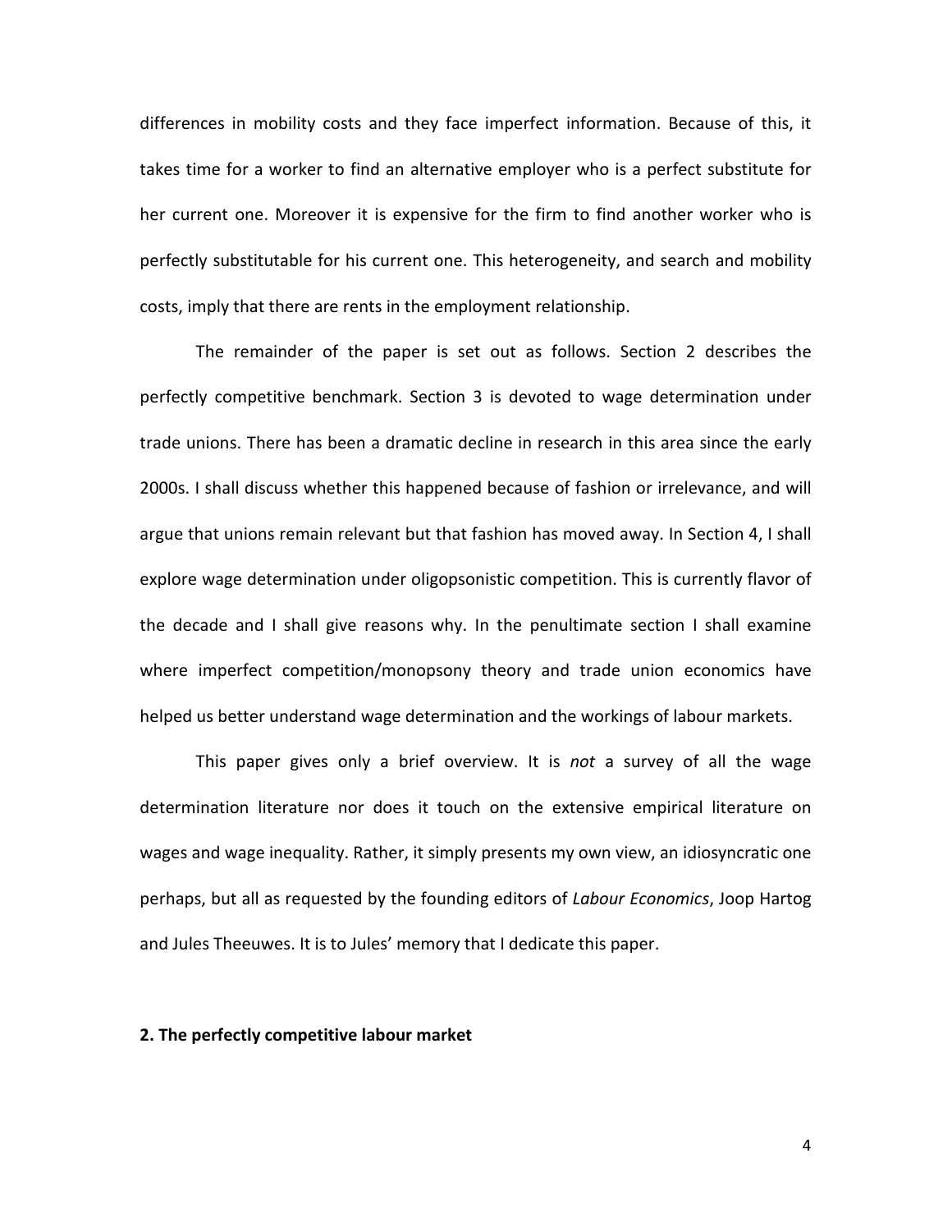differences in mobility costs and they face imperfect information. Because of this, it takes time for a worker to find an alternative employer who is a perfect substitute for her current one. Moreover it is expensive for the firm to find another worker who is perfectly substitutable for his current one. This heterogeneity, and search and mobility costs, imply that there are rents in the employment relationship.

The remainder of the paper is set out as follows. Section 2 describes the perfectly competitive benchmark. Section 3 is devoted to wage determination under trade unions. There has been a dramatic decline in research in this area since the early 2000s. I shall discuss whether this happened because of fashion or irrelevance, and will argue that unions remain relevant but that fashion has moved away. In Section 4, I shall explore wage determination under oligopsonistic competition. This is currently flavor of the decade and I shall give reasons why. In the penultimate section I shall examine where imperfect competition/monopsony theory and trade union economics have helped us better understand wage determination and the workings of labour markets.

This paper gives only a brief overview. It is *not* a survey of all the wage determination literature nor does it touch on the extensive empirical literature on wages and wage inequality. Rather, it simply presents my own view, an idiosyncratic one perhaps, but all as requested by the founding editors of *Labour Economics*, Joop Hartog and Jules Theeuwes. It is to Jules' memory that I dedicate this paper.

## 2. The perfectly competitive labour market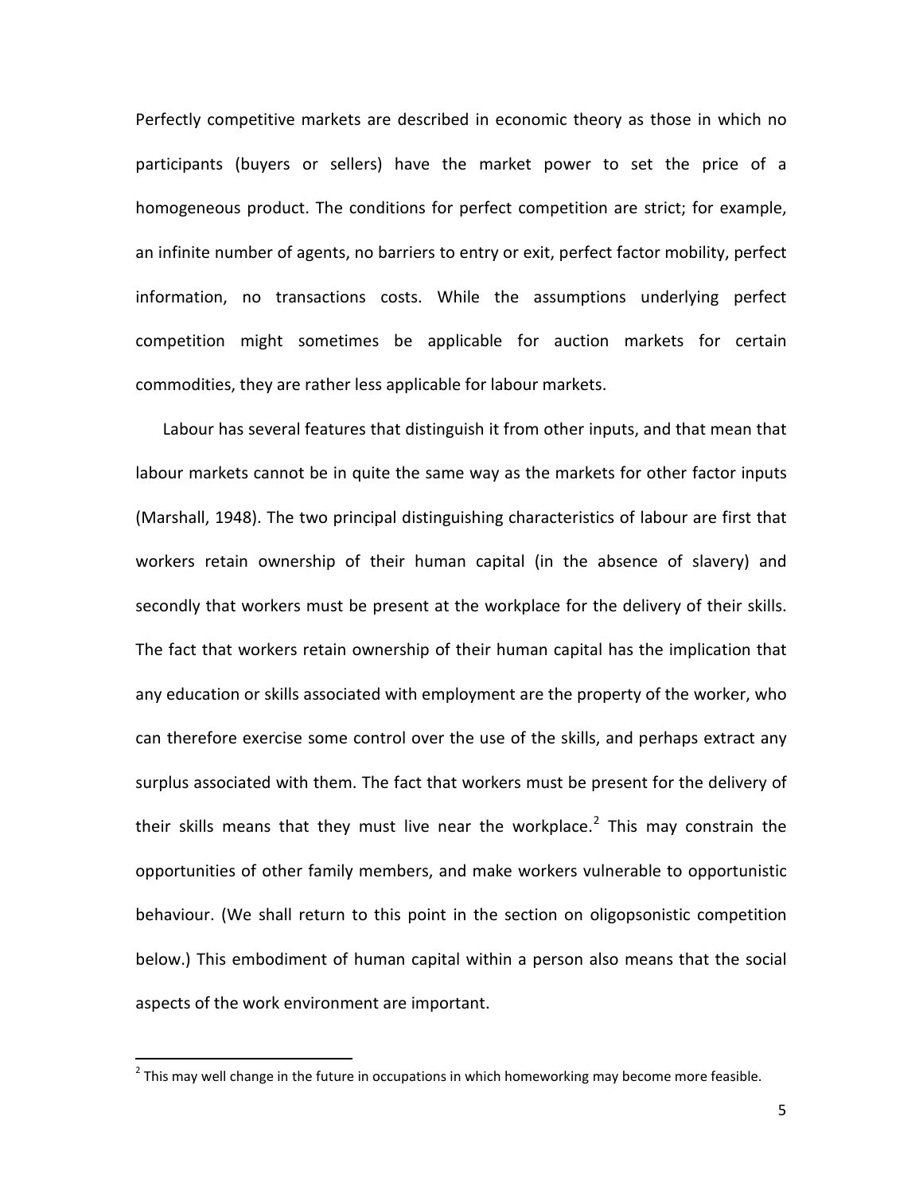Perfectly competitive markets are described in economic theory as those in which no participants (buyers or sellers) have the market power to set the price of a homogeneous product. The conditions for perfect competition are strict; for example, an infinite number of agents, no barriers to entry or exit, perfect factor mobility, perfect information, no transactions costs. While the assumptions underlying perfect competition might sometimes be applicable for auction markets for certain commodities, they are rather less applicable for labour markets.

Labour has several features that distinguish it from other inputs, and that mean that labour markets cannot be in quite the same way as the markets for other factor inputs (Marshall, 1948). The two principal distinguishing characteristics of labour are first that workers retain ownership of their human capital (in the absence of slavery) and secondly that workers must be present at the workplace for the delivery of their skills. The fact that workers retain ownership of their human capital has the implication that any education or skills associated with employment are the property of the worker, who can therefore exercise some control over the use of the skills, and perhaps extract any surplus associated with them. The fact that workers must be present for the delivery of their skills means that they must live near the workplace.[2] This may constrain the opportunities of other family members, and make workers vulnerable to opportunistic behaviour. (We shall return to this point in the section on oligopsonistic competition below.) This embodiment of human capital within a person also means that the social aspects of the work environment are important.

[2] This may well change in the future in occupations in which homeworking may become more feasible.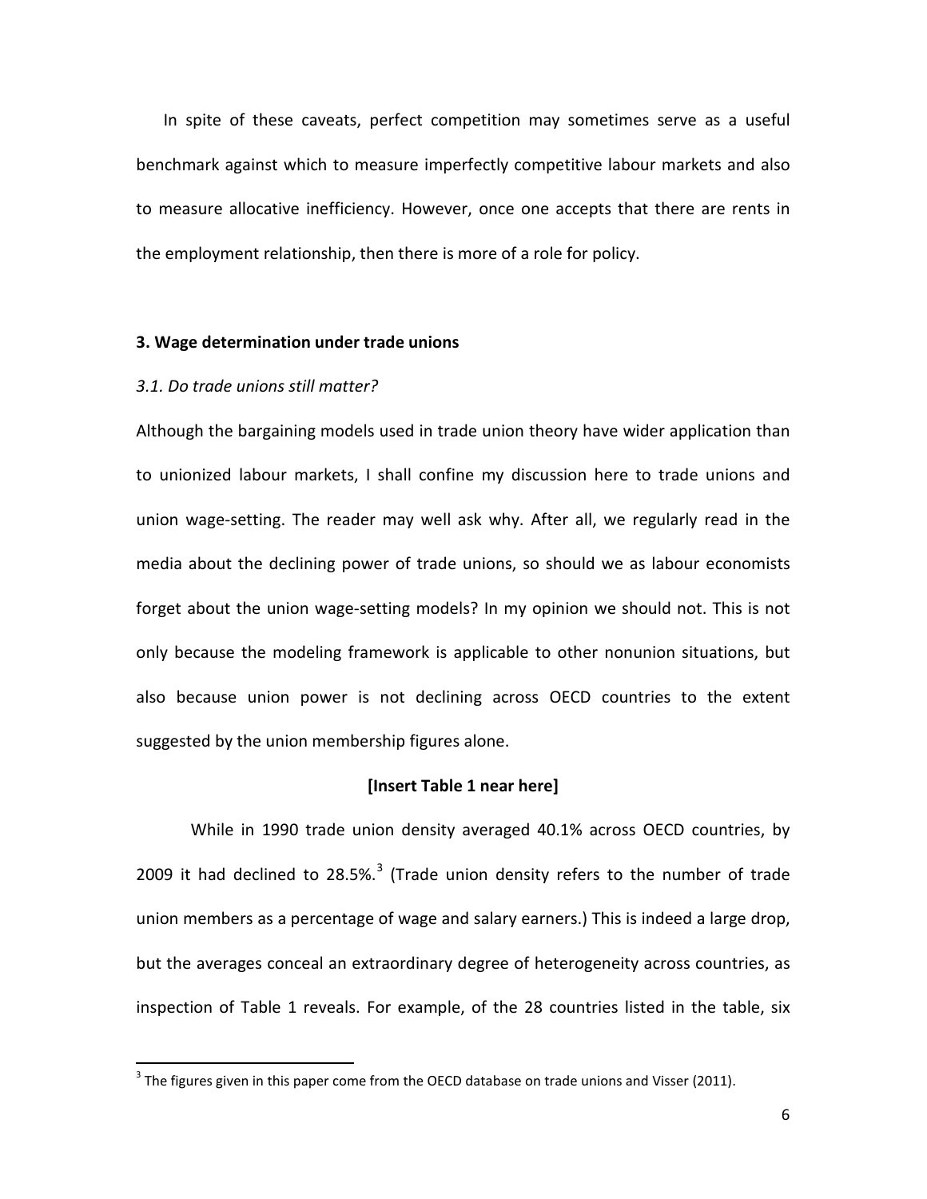In spite of these caveats, perfect competition may sometimes serve as a useful benchmark against which to measure imperfectly competitive labour markets and also to measure allocative inefficiency. However, once one accepts that there are rents in the employment relationship, then there is more of a role for policy.

### 3. Wage determination under trade unions

#### *3.1. Do trade unions still matter?*

Although the bargaining models used in trade union theory have wider application than to unionized labour markets, I shall confine my discussion here to trade unions and union wage-setting. The reader may well ask why. After all, we regularly read in the media about the declining power of trade unions, so should we as labour economists forget about the union wage-setting models? In my opinion we should not. This is not only because the modeling framework is applicable to other nonunion situations, but also because union power is not declining across OECD countries to the extent suggested by the union membership figures alone.

**[Insert Table 1 near here]**

While in 1990 trade union density averaged 40.1% across OECD countries, by 2009 it had declined to 28.5%.[3] (Trade union density refers to the number of trade union members as a percentage of wage and salary earners.) This is indeed a large drop, but the averages conceal an extraordinary degree of heterogeneity across countries, as inspection of Table 1 reveals. For example, of the 28 countries listed in the table, six

[3] The figures given in this paper come from the OECD database on trade unions and Visser (2011).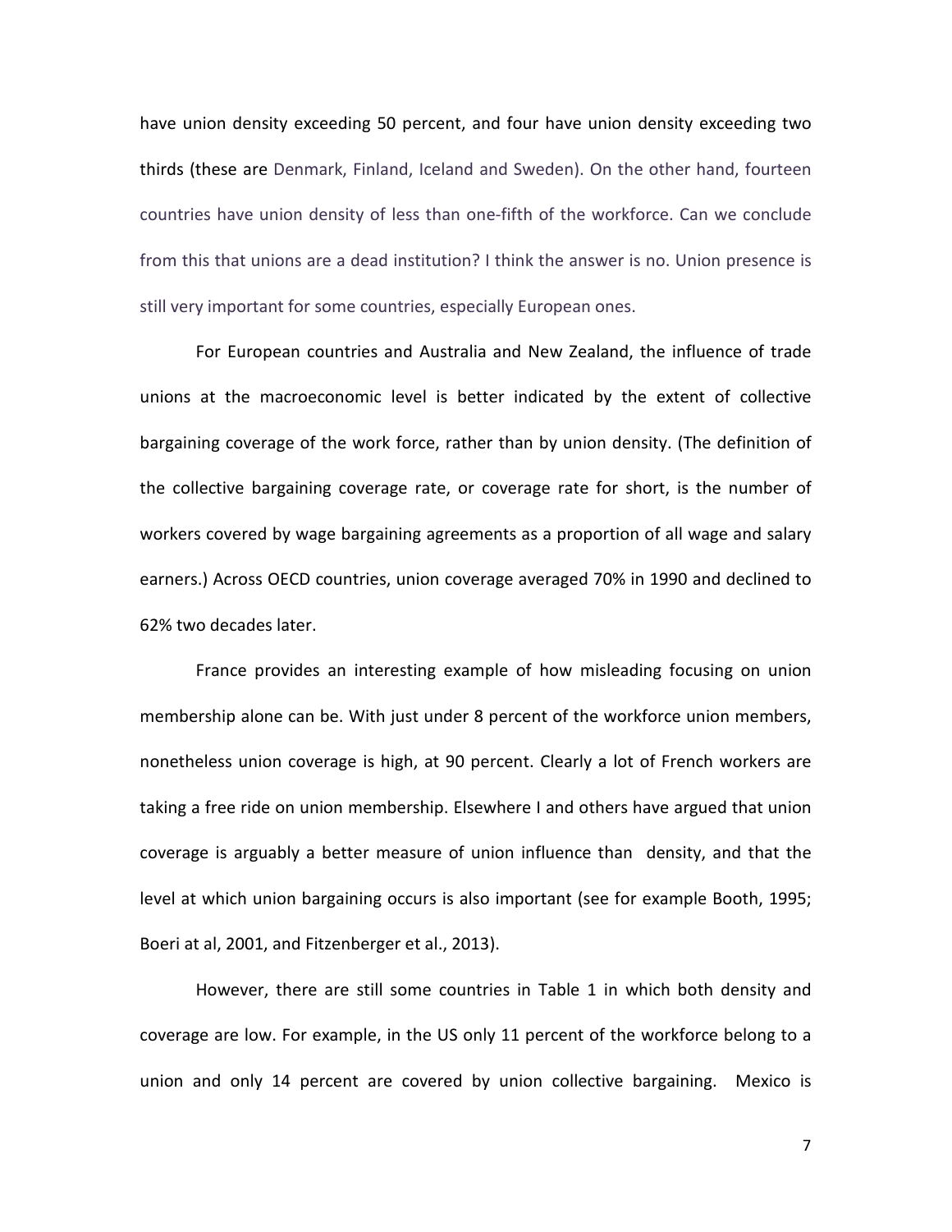have union density exceeding 50 percent, and four have union density exceeding two thirds (these are Denmark, Finland, Iceland and Sweden). On the other hand, fourteen countries have union density of less than one-fifth of the workforce. Can we conclude from this that unions are a dead institution? I think the answer is no. Union presence is still very important for some countries, especially European ones.

For European countries and Australia and New Zealand, the influence of trade unions at the macroeconomic level is better indicated by the extent of collective bargaining coverage of the work force, rather than by union density. (The definition of the collective bargaining coverage rate, or coverage rate for short, is the number of workers covered by wage bargaining agreements as a proportion of all wage and salary earners.) Across OECD countries, union coverage averaged 70% in 1990 and declined to 62% two decades later.

France provides an interesting example of how misleading focusing on union membership alone can be. With just under 8 percent of the workforce union members, nonetheless union coverage is high, at 90 percent. Clearly a lot of French workers are taking a free ride on union membership. Elsewhere I and others have argued that union coverage is arguably a better measure of union influence than density, and that the level at which union bargaining occurs is also important (see for example Booth, 1995; Boeri at al, 2001, and Fitzenberger et al., 2013).

However, there are still some countries in Table 1 in which both density and coverage are low. For example, in the US only 11 percent of the workforce belong to a union and only 14 percent are covered by union collective bargaining. Mexico is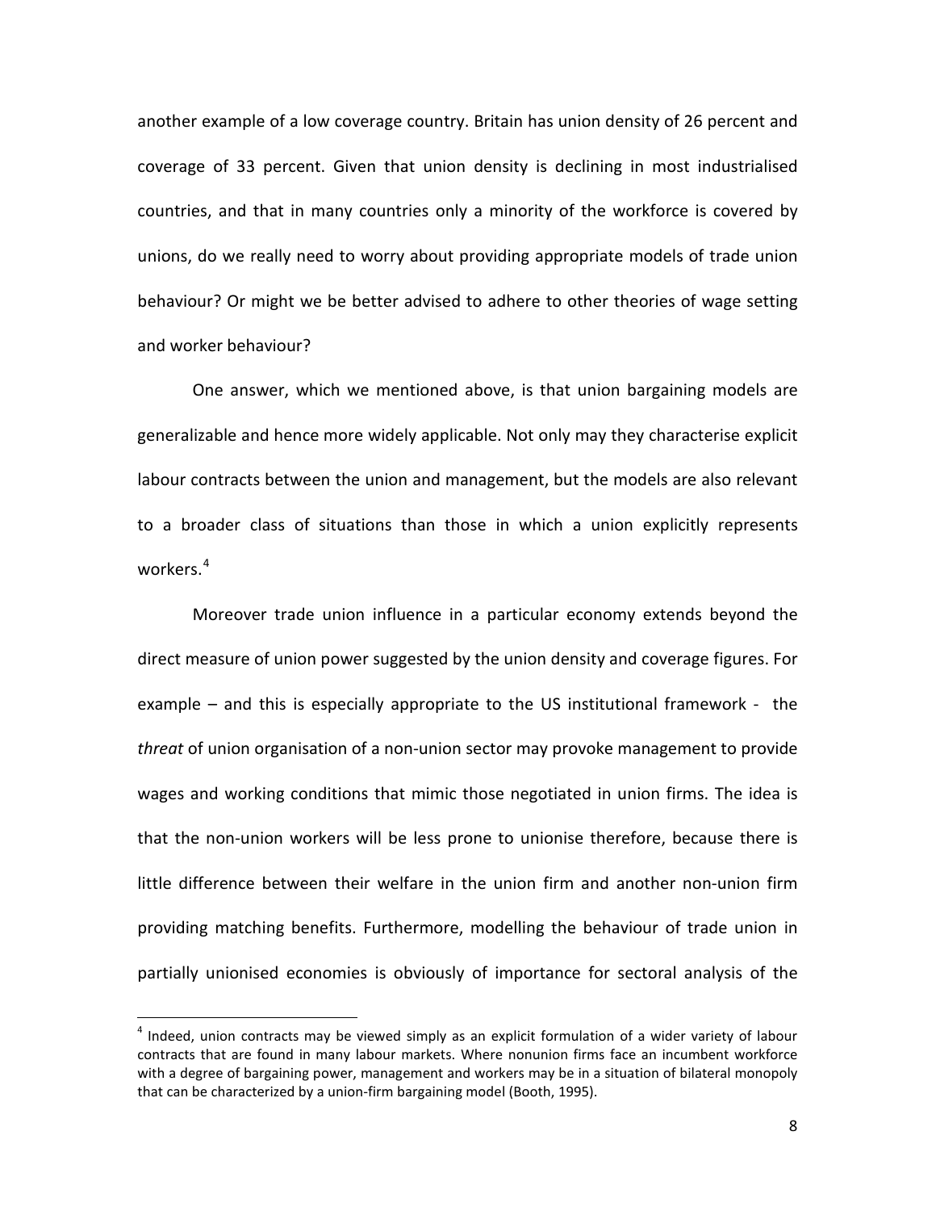another example of a low coverage country. Britain has union density of 26 percent and coverage of 33 percent. Given that union density is declining in most industrialised countries, and that in many countries only a minority of the workforce is covered by unions, do we really need to worry about providing appropriate models of trade union behaviour? Or might we be better advised to adhere to other theories of wage setting and worker behaviour?

One answer, which we mentioned above, is that union bargaining models are generalizable and hence more widely applicable. Not only may they characterise explicit labour contracts between the union and management, but the models are also relevant to a broader class of situations than those in which a union explicitly represents workers.[4]

Moreover trade union influence in a particular economy extends beyond the direct measure of union power suggested by the union density and coverage figures. For example – and this is especially appropriate to the US institutional framework - the *threat* of union organisation of a non-union sector may provoke management to provide wages and working conditions that mimic those negotiated in union firms. The idea is that the non-union workers will be less prone to unionise therefore, because there is little difference between their welfare in the union firm and another non-union firm providing matching benefits. Furthermore, modelling the behaviour of trade union in partially unionised economies is obviously of importance for sectoral analysis of the

[4] Indeed, union contracts may be viewed simply as an explicit formulation of a wider variety of labour contracts that are found in many labour markets. Where nonunion firms face an incumbent workforce with a degree of bargaining power, management and workers may be in a situation of bilateral monopoly that can be characterized by a union-firm bargaining model (Booth, 1995).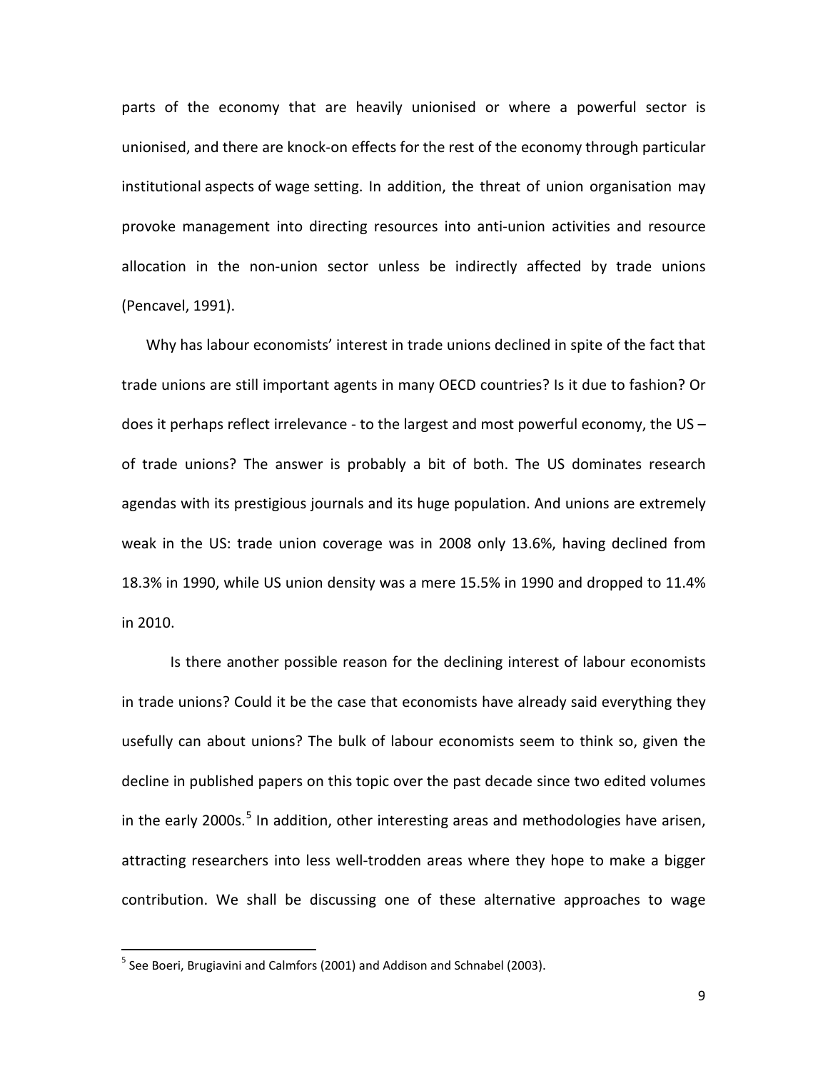parts of the economy that are heavily unionised or where a powerful sector is unionised, and there are knock-on effects for the rest of the economy through particular institutional aspects of wage setting. In addition, the threat of union organisation may provoke management into directing resources into anti-union activities and resource allocation in the non-union sector unless be indirectly affected by trade unions (Pencavel, 1991).

Why has labour economists' interest in trade unions declined in spite of the fact that trade unions are still important agents in many OECD countries? Is it due to fashion? Or does it perhaps reflect irrelevance - to the largest and most powerful economy, the US – of trade unions? The answer is probably a bit of both. The US dominates research agendas with its prestigious journals and its huge population. And unions are extremely weak in the US: trade union coverage was in 2008 only 13.6%, having declined from 18.3% in 1990, while US union density was a mere 15.5% in 1990 and dropped to 11.4% in 2010.

Is there another possible reason for the declining interest of labour economists in trade unions? Could it be the case that economists have already said everything they usefully can about unions? The bulk of labour economists seem to think so, given the decline in published papers on this topic over the past decade since two edited volumes in the early 2000s.[5] In addition, other interesting areas and methodologies have arisen, attracting researchers into less well-trodden areas where they hope to make a bigger contribution. We shall be discussing one of these alternative approaches to wage

---

[5] See Boeri, Brugiavini and Calmfors (2001) and Addison and Schnabel (2003).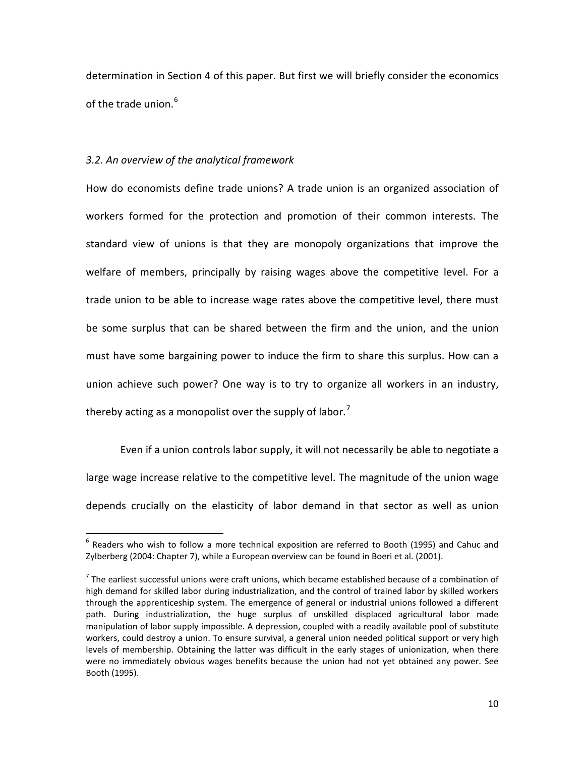determination in Section 4 of this paper. But first we will briefly consider the economics of the trade union.[6]

### *3.2. An overview of the analytical framework*

How do economists define trade unions? A trade union is an organized association of workers formed for the protection and promotion of their common interests. The standard view of unions is that they are monopoly organizations that improve the welfare of members, principally by raising wages above the competitive level. For a trade union to be able to increase wage rates above the competitive level, there must be some surplus that can be shared between the firm and the union, and the union must have some bargaining power to induce the firm to share this surplus. How can a union achieve such power? One way is to try to organize all workers in an industry, thereby acting as a monopolist over the supply of labor.[7]

Even if a union controls labor supply, it will not necessarily be able to negotiate a large wage increase relative to the competitive level. The magnitude of the union wage depends crucially on the elasticity of labor demand in that sector as well as union

---

[6] Readers who wish to follow a more technical exposition are referred to Booth (1995) and Cahuc and Zylberberg (2004: Chapter 7), while a European overview can be found in Boeri et al. (2001).

[7] The earliest successful unions were craft unions, which became established because of a combination of high demand for skilled labor during industrialization, and the control of trained labor by skilled workers through the apprenticeship system. The emergence of general or industrial unions followed a different path. During industrialization, the huge surplus of unskilled displaced agricultural labor made manipulation of labor supply impossible. A depression, coupled with a readily available pool of substitute workers, could destroy a union. To ensure survival, a general union needed political support or very high levels of membership. Obtaining the latter was difficult in the early stages of unionization, when there were no immediately obvious wages benefits because the union had not yet obtained any power. See Booth (1995).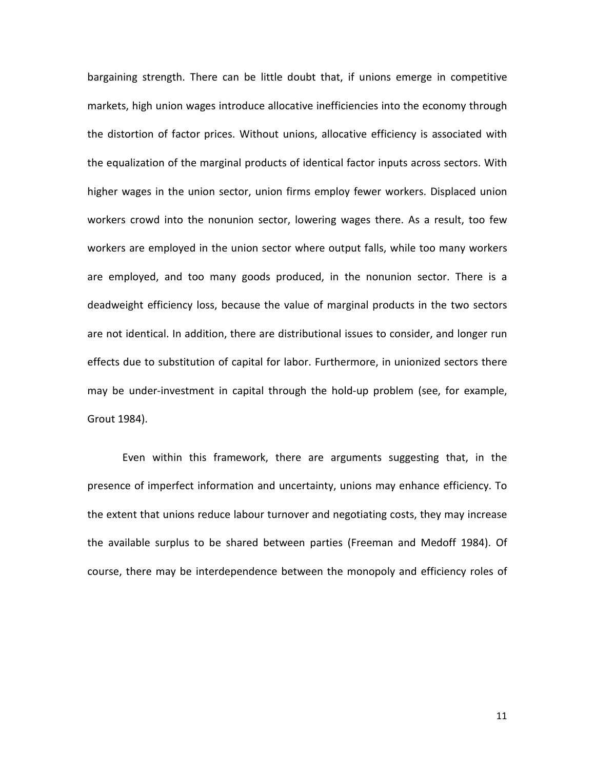bargaining strength. There can be little doubt that, if unions emerge in competitive markets, high union wages introduce allocative inefficiencies into the economy through the distortion of factor prices. Without unions, allocative efficiency is associated with the equalization of the marginal products of identical factor inputs across sectors. With higher wages in the union sector, union firms employ fewer workers. Displaced union workers crowd into the nonunion sector, lowering wages there. As a result, too few workers are employed in the union sector where output falls, while too many workers are employed, and too many goods produced, in the nonunion sector. There is a deadweight efficiency loss, because the value of marginal products in the two sectors are not identical. In addition, there are distributional issues to consider, and longer run effects due to substitution of capital for labor. Furthermore, in unionized sectors there may be under-investment in capital through the hold-up problem (see, for example, Grout 1984).

Even within this framework, there are arguments suggesting that, in the presence of imperfect information and uncertainty, unions may enhance efficiency. To the extent that unions reduce labour turnover and negotiating costs, they may increase the available surplus to be shared between parties (Freeman and Medoff 1984). Of course, there may be interdependence between the monopoly and efficiency roles of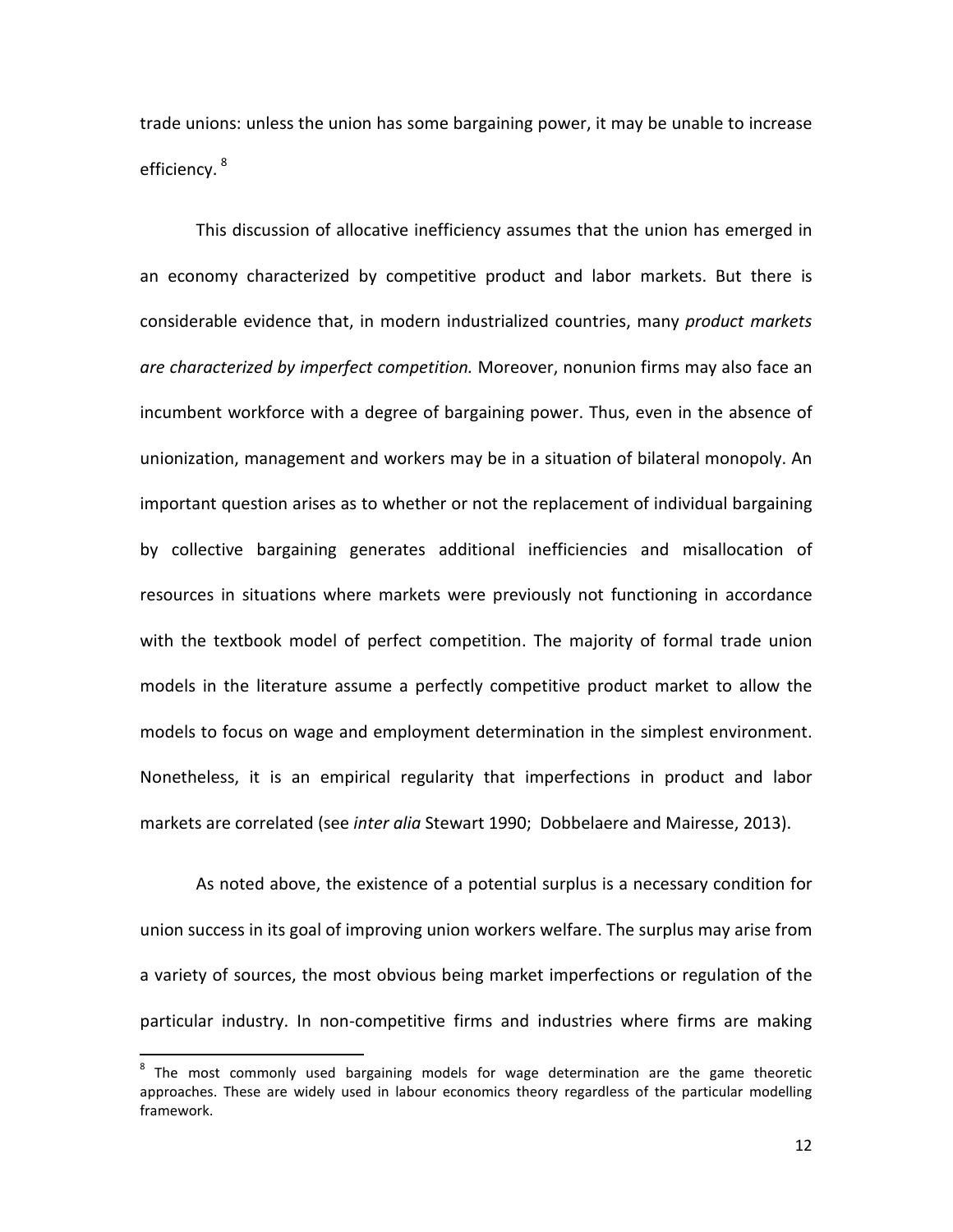trade unions: unless the union has some bargaining power, it may be unable to increase efficiency. [8]

This discussion of allocative inefficiency assumes that the union has emerged in an economy characterized by competitive product and labor markets. But there is considerable evidence that, in modern industrialized countries, many *product markets are characterized by imperfect competition.* Moreover, nonunion firms may also face an incumbent workforce with a degree of bargaining power. Thus, even in the absence of unionization, management and workers may be in a situation of bilateral monopoly. An important question arises as to whether or not the replacement of individual bargaining by collective bargaining generates additional inefficiencies and misallocation of resources in situations where markets were previously not functioning in accordance with the textbook model of perfect competition. The majority of formal trade union models in the literature assume a perfectly competitive product market to allow the models to focus on wage and employment determination in the simplest environment. Nonetheless, it is an empirical regularity that imperfections in product and labor markets are correlated (see *inter alia* Stewart 1990; Dobbelaere and Mairesse, 2013).

As noted above, the existence of a potential surplus is a necessary condition for union success in its goal of improving union workers welfare. The surplus may arise from a variety of sources, the most obvious being market imperfections or regulation of the particular industry. In non-competitive firms and industries where firms are making

---

[8] The most commonly used bargaining models for wage determination are the game theoretic approaches. These are widely used in labour economics theory regardless of the particular modelling framework.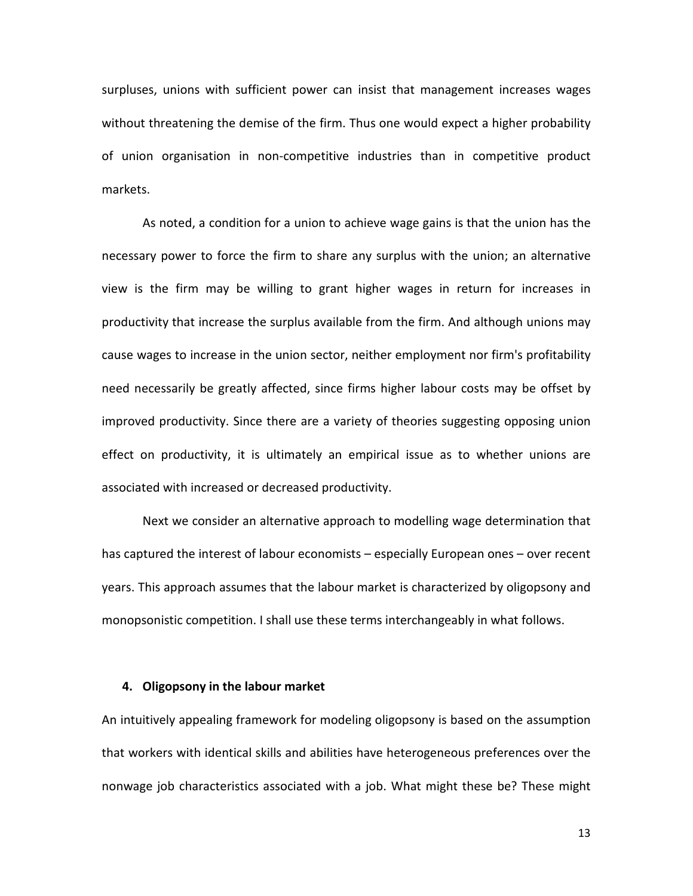surpluses, unions with sufficient power can insist that management increases wages without threatening the demise of the firm. Thus one would expect a higher probability of union organisation in non-competitive industries than in competitive product markets.

As noted, a condition for a union to achieve wage gains is that the union has the necessary power to force the firm to share any surplus with the union; an alternative view is the firm may be willing to grant higher wages in return for increases in productivity that increase the surplus available from the firm. And although unions may cause wages to increase in the union sector, neither employment nor firm's profitability need necessarily be greatly affected, since firms higher labour costs may be offset by improved productivity. Since there are a variety of theories suggesting opposing union effect on productivity, it is ultimately an empirical issue as to whether unions are associated with increased or decreased productivity.

Next we consider an alternative approach to modelling wage determination that has captured the interest of labour economists – especially European ones – over recent years. This approach assumes that the labour market is characterized by oligopsony and monopsonistic competition. I shall use these terms interchangeably in what follows.

## 4. Oligopsony in the labour market

An intuitively appealing framework for modeling oligopsony is based on the assumption that workers with identical skills and abilities have heterogeneous preferences over the nonwage job characteristics associated with a job. What might these be? These might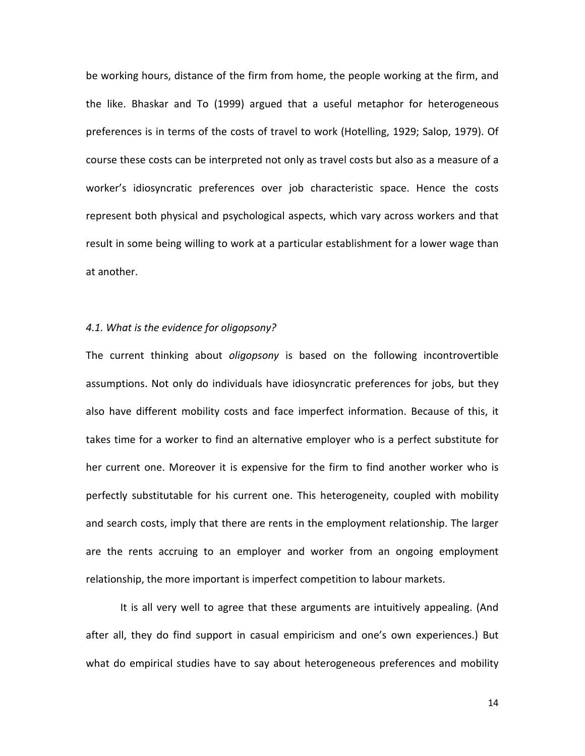be working hours, distance of the firm from home, the people working at the firm, and the like. Bhaskar and To (1999) argued that a useful metaphor for heterogeneous preferences is in terms of the costs of travel to work (Hotelling, 1929; Salop, 1979). Of course these costs can be interpreted not only as travel costs but also as a measure of a worker's idiosyncratic preferences over job characteristic space. Hence the costs represent both physical and psychological aspects, which vary across workers and that result in some being willing to work at a particular establishment for a lower wage than at another.

### *4.1. What is the evidence for oligopsony?*

The current thinking about *oligopsony* is based on the following incontrovertible assumptions. Not only do individuals have idiosyncratic preferences for jobs, but they also have different mobility costs and face imperfect information. Because of this, it takes time for a worker to find an alternative employer who is a perfect substitute for her current one. Moreover it is expensive for the firm to find another worker who is perfectly substitutable for his current one. This heterogeneity, coupled with mobility and search costs, imply that there are rents in the employment relationship. The larger are the rents accruing to an employer and worker from an ongoing employment relationship, the more important is imperfect competition to labour markets.

It is all very well to agree that these arguments are intuitively appealing. (And after all, they do find support in casual empiricism and one's own experiences.) But what do empirical studies have to say about heterogeneous preferences and mobility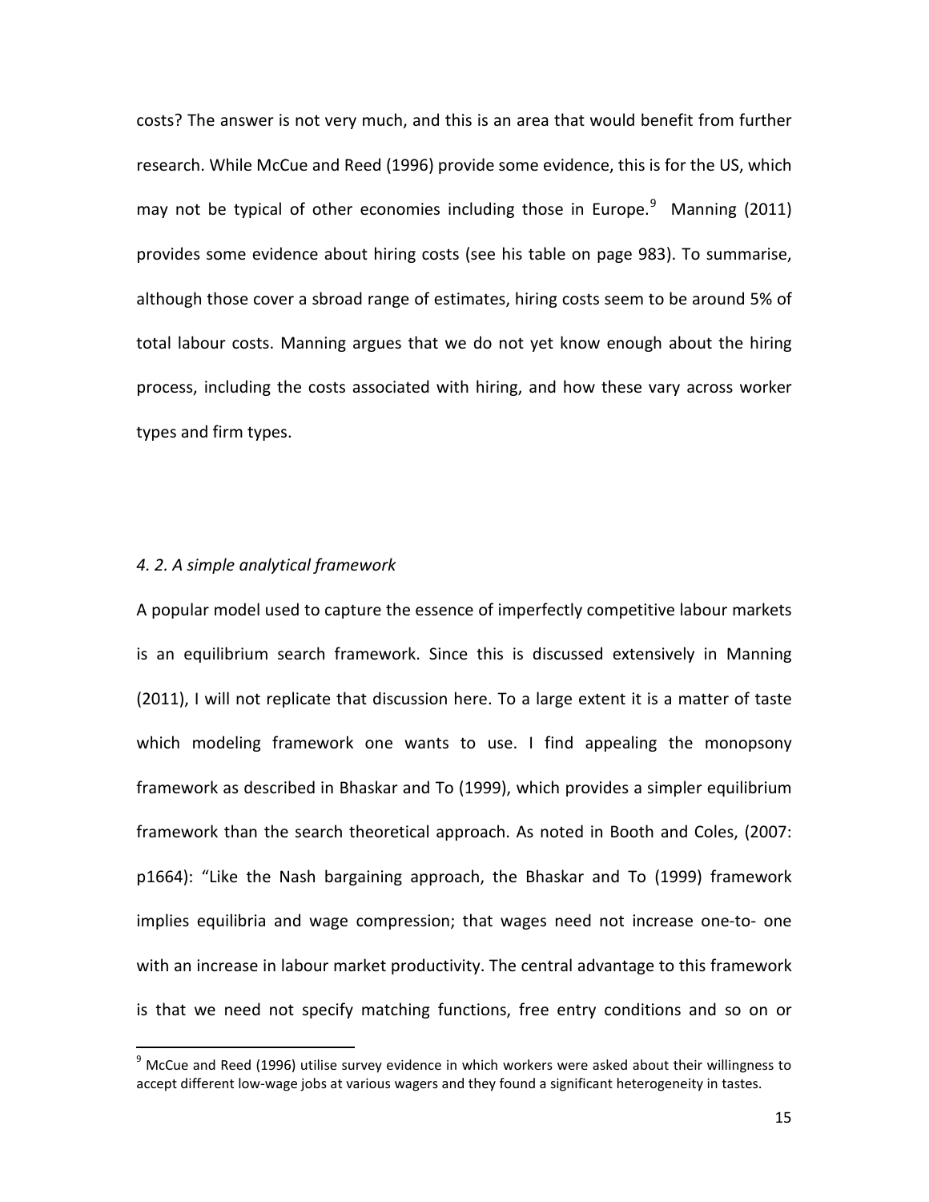costs? The answer is not very much, and this is an area that would benefit from further research. While McCue and Reed (1996) provide some evidence, this is for the US, which may not be typical of other economies including those in Europe.[9] Manning (2011) provides some evidence about hiring costs (see his table on page 983). To summarise, although those cover a sbroad range of estimates, hiring costs seem to be around 5% of total labour costs. Manning argues that we do not yet know enough about the hiring process, including the costs associated with hiring, and how these vary across worker types and firm types.

### *4. 2. A simple analytical framework*

A popular model used to capture the essence of imperfectly competitive labour markets is an equilibrium search framework. Since this is discussed extensively in Manning (2011), I will not replicate that discussion here. To a large extent it is a matter of taste which modeling framework one wants to use. I find appealing the monopsony framework as described in Bhaskar and To (1999), which provides a simpler equilibrium framework than the search theoretical approach. As noted in Booth and Coles, (2007: p1664): "Like the Nash bargaining approach, the Bhaskar and To (1999) framework implies equilibria and wage compression; that wages need not increase one-to- one with an increase in labour market productivity. The central advantage to this framework is that we need not specify matching functions, free entry conditions and so on or

[9] McCue and Reed (1996) utilise survey evidence in which workers were asked about their willingness to accept different low-wage jobs at various wagers and they found a significant heterogeneity in tastes.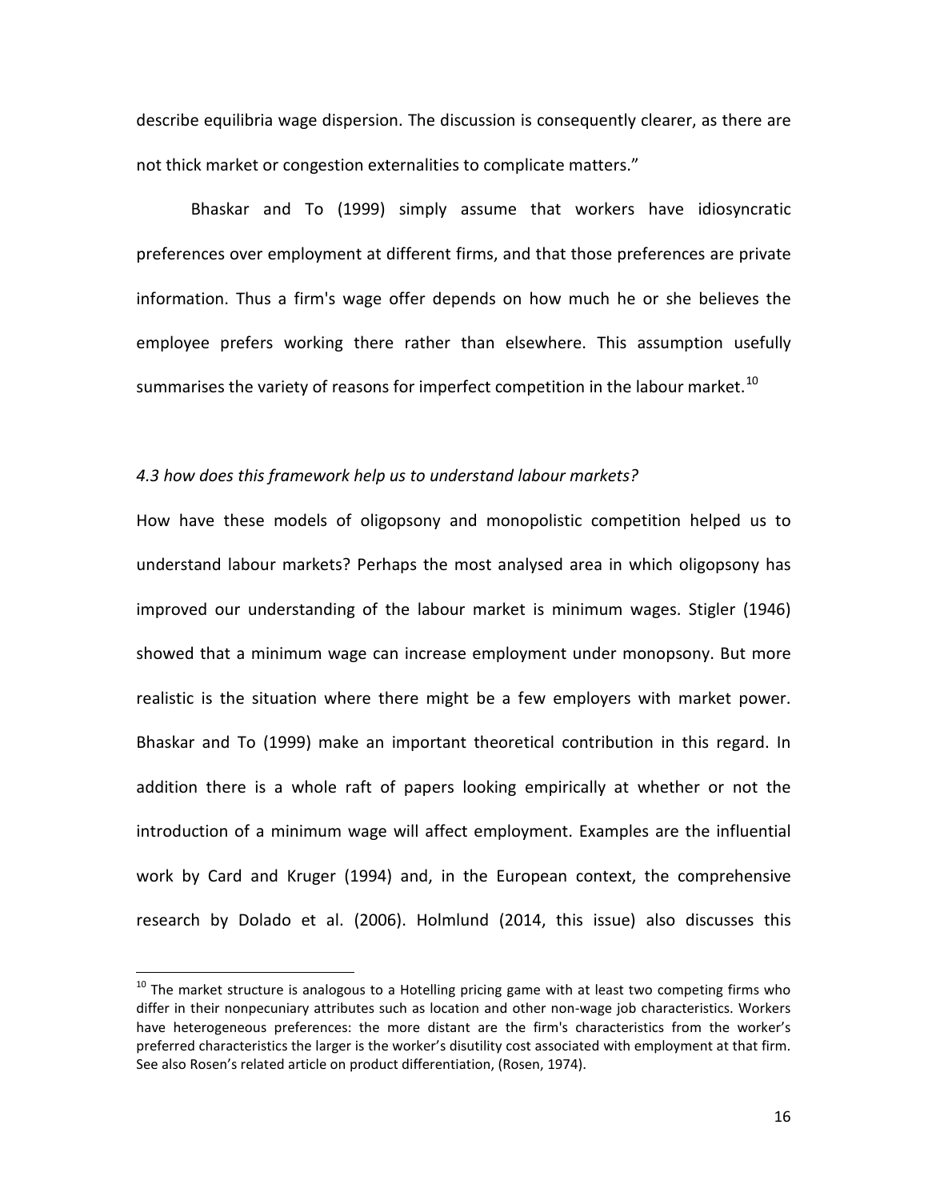describe equilibria wage dispersion. The discussion is consequently clearer, as there are not thick market or congestion externalities to complicate matters."

Bhaskar and To (1999) simply assume that workers have idiosyncratic preferences over employment at different firms, and that those preferences are private information. Thus a firm's wage offer depends on how much he or she believes the employee prefers working there rather than elsewhere. This assumption usefully summarises the variety of reasons for imperfect competition in the labour market.[10]

*4.3 how does this framework help us to understand labour markets?*

How have these models of oligopsony and monopolistic competition helped us to understand labour markets? Perhaps the most analysed area in which oligopsony has improved our understanding of the labour market is minimum wages. Stigler (1946) showed that a minimum wage can increase employment under monopsony. But more realistic is the situation where there might be a few employers with market power. Bhaskar and To (1999) make an important theoretical contribution in this regard. In addition there is a whole raft of papers looking empirically at whether or not the introduction of a minimum wage will affect employment. Examples are the influential work by Card and Kruger (1994) and, in the European context, the comprehensive research by Dolado et al. (2006). Holmlund (2014, this issue) also discusses this

[10] The market structure is analogous to a Hotelling pricing game with at least two competing firms who differ in their nonpecuniary attributes such as location and other non-wage job characteristics. Workers have heterogeneous preferences: the more distant are the firm's characteristics from the worker's preferred characteristics the larger is the worker's disutility cost associated with employment at that firm. See also Rosen's related article on product differentiation, (Rosen, 1974).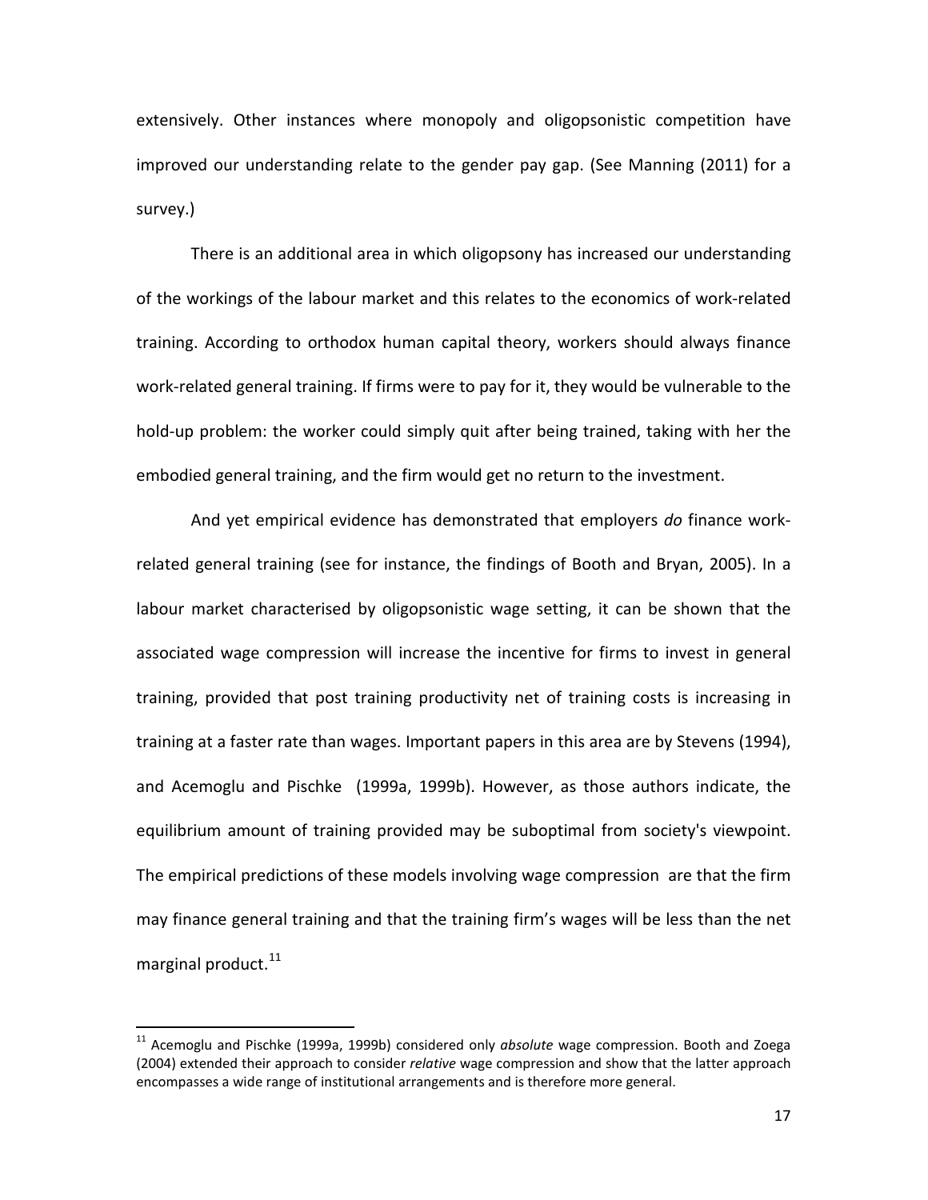extensively. Other instances where monopoly and oligopsonistic competition have improved our understanding relate to the gender pay gap. (See Manning (2011) for a survey.)

There is an additional area in which oligopsony has increased our understanding of the workings of the labour market and this relates to the economics of work-related training. According to orthodox human capital theory, workers should always finance work-related general training. If firms were to pay for it, they would be vulnerable to the hold-up problem: the worker could simply quit after being trained, taking with her the embodied general training, and the firm would get no return to the investment.

And yet empirical evidence has demonstrated that employers *do* finance work-related general training (see for instance, the findings of Booth and Bryan, 2005). In a labour market characterised by oligopsonistic wage setting, it can be shown that the associated wage compression will increase the incentive for firms to invest in general training, provided that post training productivity net of training costs is increasing in training at a faster rate than wages. Important papers in this area are by Stevens (1994), and Acemoglu and Pischke (1999a, 1999b). However, as those authors indicate, the equilibrium amount of training provided may be suboptimal from society's viewpoint. The empirical predictions of these models involving wage compression are that the firm may finance general training and that the training firm's wages will be less than the net marginal product.[11]

[11] Acemoglu and Pischke (1999a, 1999b) considered only *absolute* wage compression. Booth and Zoega (2004) extended their approach to consider *relative* wage compression and show that the latter approach encompasses a wide range of institutional arrangements and is therefore more general.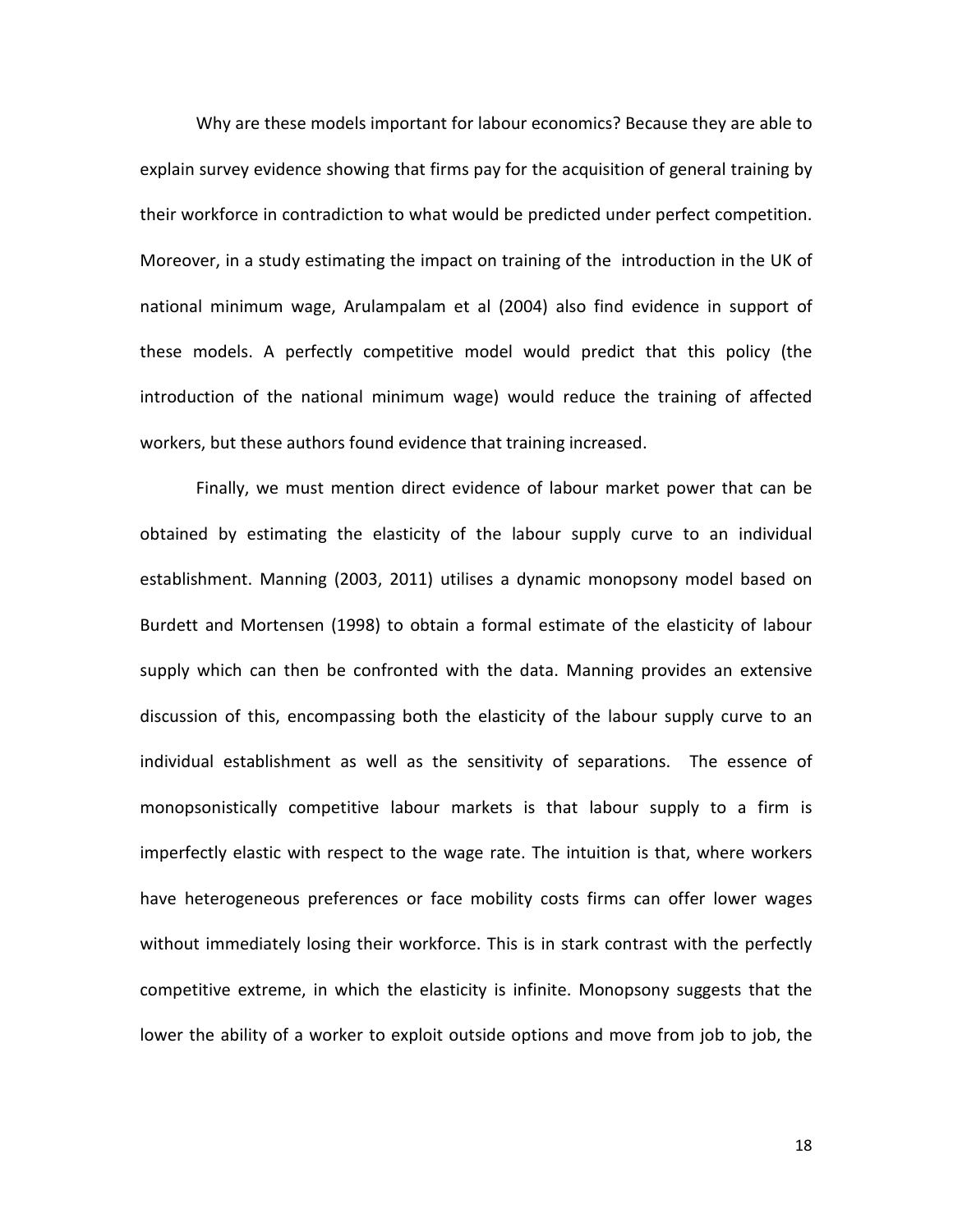Why are these models important for labour economics? Because they are able to explain survey evidence showing that firms pay for the acquisition of general training by their workforce in contradiction to what would be predicted under perfect competition. Moreover, in a study estimating the impact on training of the introduction in the UK of national minimum wage, Arulampalam et al (2004) also find evidence in support of these models. A perfectly competitive model would predict that this policy (the introduction of the national minimum wage) would reduce the training of affected workers, but these authors found evidence that training increased.

Finally, we must mention direct evidence of labour market power that can be obtained by estimating the elasticity of the labour supply curve to an individual establishment. Manning (2003, 2011) utilises a dynamic monopsony model based on Burdett and Mortensen (1998) to obtain a formal estimate of the elasticity of labour supply which can then be confronted with the data. Manning provides an extensive discussion of this, encompassing both the elasticity of the labour supply curve to an individual establishment as well as the sensitivity of separations. The essence of monopsonistically competitive labour markets is that labour supply to a firm is imperfectly elastic with respect to the wage rate. The intuition is that, where workers have heterogeneous preferences or face mobility costs firms can offer lower wages without immediately losing their workforce. This is in stark contrast with the perfectly competitive extreme, in which the elasticity is infinite. Monopsony suggests that the lower the ability of a worker to exploit outside options and move from job to job, the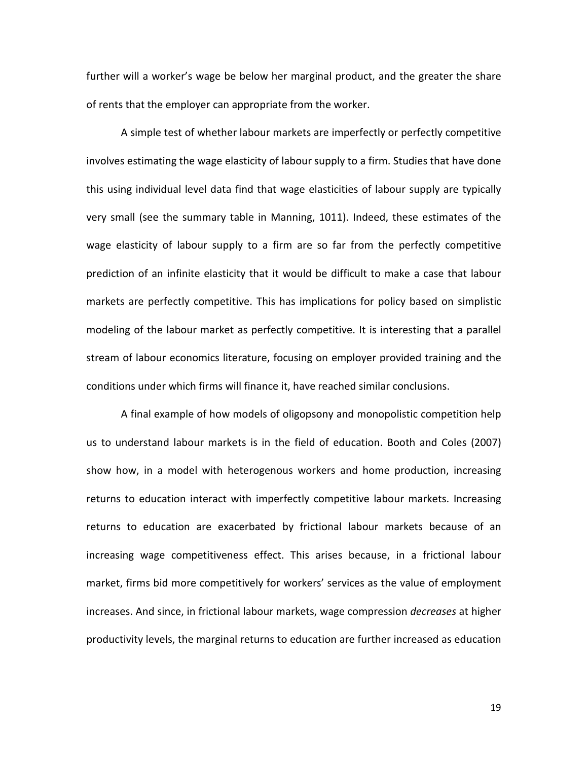further will a worker's wage be below her marginal product, and the greater the share of rents that the employer can appropriate from the worker.

A simple test of whether labour markets are imperfectly or perfectly competitive involves estimating the wage elasticity of labour supply to a firm. Studies that have done this using individual level data find that wage elasticities of labour supply are typically very small (see the summary table in Manning, 1011). Indeed, these estimates of the wage elasticity of labour supply to a firm are so far from the perfectly competitive prediction of an infinite elasticity that it would be difficult to make a case that labour markets are perfectly competitive. This has implications for policy based on simplistic modeling of the labour market as perfectly competitive. It is interesting that a parallel stream of labour economics literature, focusing on employer provided training and the conditions under which firms will finance it, have reached similar conclusions.

A final example of how models of oligopsony and monopolistic competition help us to understand labour markets is in the field of education. Booth and Coles (2007) show how, in a model with heterogenous workers and home production, increasing returns to education interact with imperfectly competitive labour markets. Increasing returns to education are exacerbated by frictional labour markets because of an increasing wage competitiveness effect. This arises because, in a frictional labour market, firms bid more competitively for workers' services as the value of employment increases. And since, in frictional labour markets, wage compression *decreases* at higher productivity levels, the marginal returns to education are further increased as education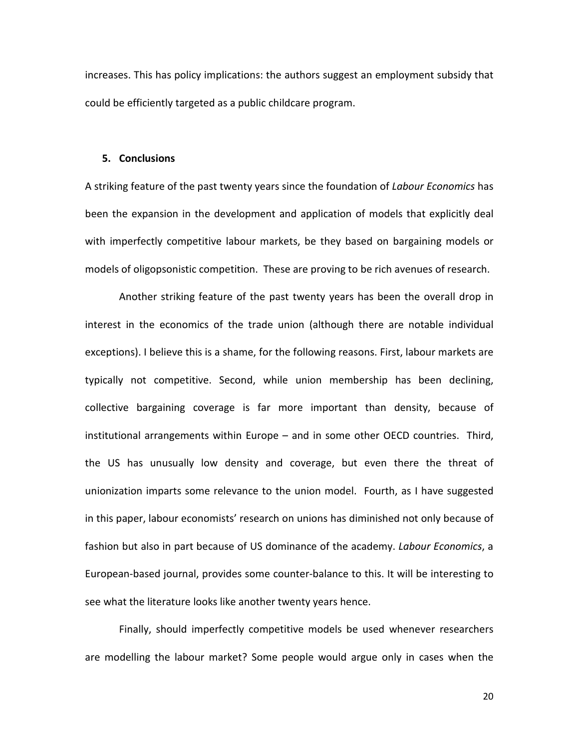increases. This has policy implications: the authors suggest an employment subsidy that could be efficiently targeted as a public childcare program.

## 5. Conclusions

A striking feature of the past twenty years since the foundation of *Labour Economics* has been the expansion in the development and application of models that explicitly deal with imperfectly competitive labour markets, be they based on bargaining models or models of oligopsonistic competition. These are proving to be rich avenues of research.

Another striking feature of the past twenty years has been the overall drop in interest in the economics of the trade union (although there are notable individual exceptions). I believe this is a shame, for the following reasons. First, labour markets are typically not competitive. Second, while union membership has been declining, collective bargaining coverage is far more important than density, because of institutional arrangements within Europe – and in some other OECD countries. Third, the US has unusually low density and coverage, but even there the threat of unionization imparts some relevance to the union model. Fourth, as I have suggested in this paper, labour economists' research on unions has diminished not only because of fashion but also in part because of US dominance of the academy. *Labour Economics*, a European-based journal, provides some counter-balance to this. It will be interesting to see what the literature looks like another twenty years hence.

Finally, should imperfectly competitive models be used whenever researchers are modelling the labour market? Some people would argue only in cases when the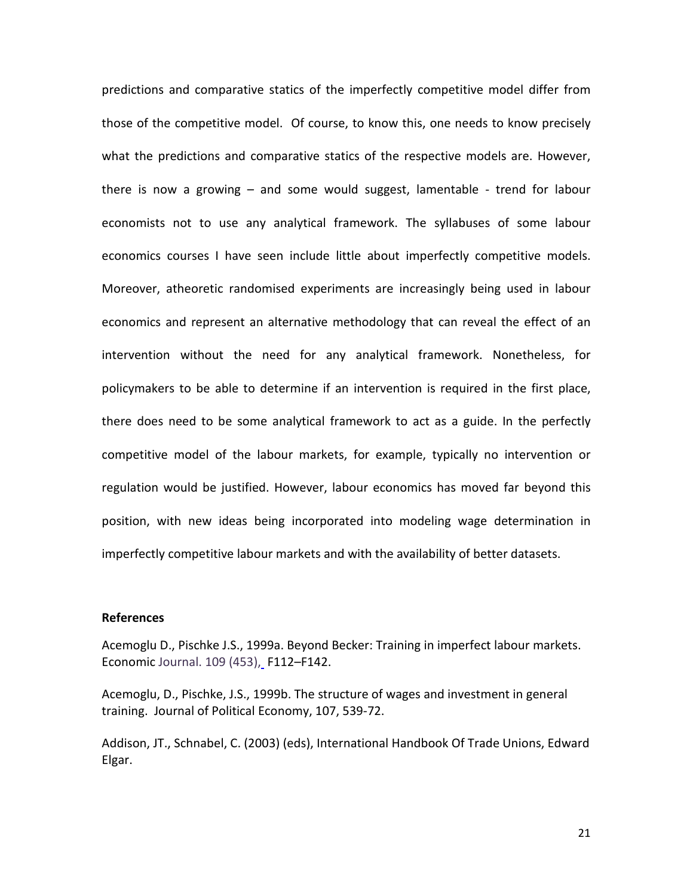predictions and comparative statics of the imperfectly competitive model differ from those of the competitive model. Of course, to know this, one needs to know precisely what the predictions and comparative statics of the respective models are. However, there is now a growing – and some would suggest, lamentable - trend for labour economists not to use any analytical framework. The syllabuses of some labour economics courses I have seen include little about imperfectly competitive models. Moreover, atheoretic randomised experiments are increasingly being used in labour economics and represent an alternative methodology that can reveal the effect of an intervention without the need for any analytical framework. Nonetheless, for policymakers to be able to determine if an intervention is required in the first place, there does need to be some analytical framework to act as a guide. In the perfectly competitive model of the labour markets, for example, typically no intervention or regulation would be justified. However, labour economics has moved far beyond this position, with new ideas being incorporated into modeling wage determination in imperfectly competitive labour markets and with the availability of better datasets.

**References**

Acemoglu D., Pischke J.S., 1999a. Beyond Becker: Training in imperfect labour markets. Economic Journal. 109 (453), F112–F142.

Acemoglu, D., Pischke, J.S., 1999b. The structure of wages and investment in general training. Journal of Political Economy, 107, 539-72.

Addison, JT., Schnabel, C. (2003) (eds), International Handbook Of Trade Unions, Edward Elgar.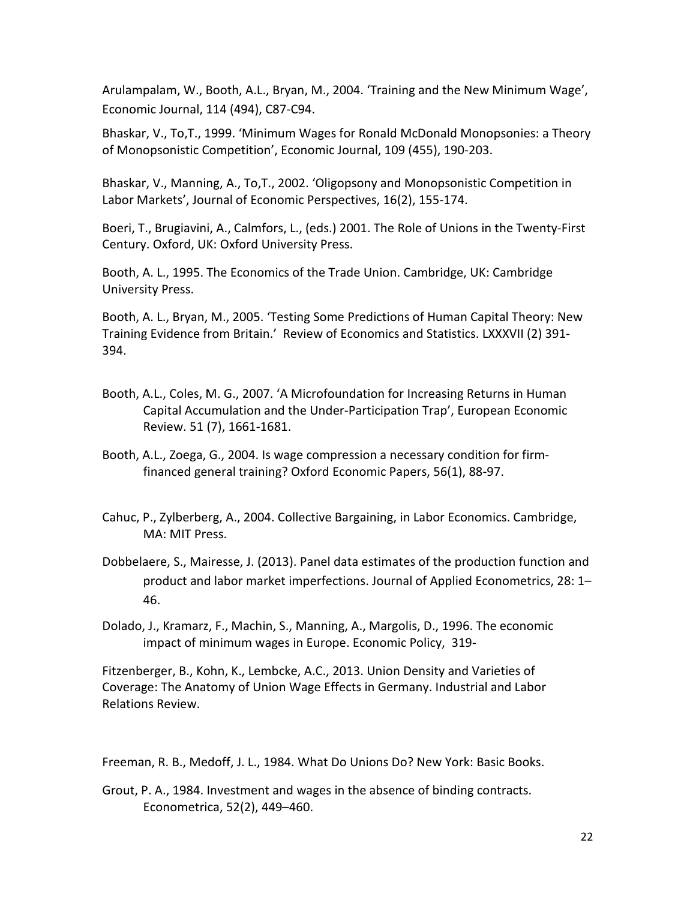Arulampalam, W., Booth, A.L., Bryan, M., 2004. 'Training and the New Minimum Wage', Economic Journal, 114 (494), C87-C94.

Bhaskar, V., To,T., 1999. 'Minimum Wages for Ronald McDonald Monopsonies: a Theory of Monopsonistic Competition', Economic Journal, 109 (455), 190-203.

Bhaskar, V., Manning, A., To,T., 2002. 'Oligopsony and Monopsonistic Competition in Labor Markets', Journal of Economic Perspectives, 16(2), 155-174.

Boeri, T., Brugiavini, A., Calmfors, L., (eds.) 2001. The Role of Unions in the Twenty-First Century. Oxford, UK: Oxford University Press.

Booth, A. L., 1995. The Economics of the Trade Union. Cambridge, UK: Cambridge University Press.

Booth, A. L., Bryan, M., 2005. 'Testing Some Predictions of Human Capital Theory: New Training Evidence from Britain.' Review of Economics and Statistics. LXXXVII (2) 391-394.

Booth, A.L., Coles, M. G., 2007. 'A Microfoundation for Increasing Returns in Human Capital Accumulation and the Under-Participation Trap', European Economic Review. 51 (7), 1661-1681.

Booth, A.L., Zoega, G., 2004. Is wage compression a necessary condition for firm-financed general training? Oxford Economic Papers, 56(1), 88-97.

Cahuc, P., Zylberberg, A., 2004. Collective Bargaining, in Labor Economics. Cambridge, MA: MIT Press.

Dobbelaere, S., Mairesse, J. (2013). Panel data estimates of the production function and product and labor market imperfections. Journal of Applied Econometrics, 28: 1–46.

Dolado, J., Kramarz, F., Machin, S., Manning, A., Margolis, D., 1996. The economic impact of minimum wages in Europe. Economic Policy, 319-

Fitzenberger, B., Kohn, K., Lembcke, A.C., 2013. Union Density and Varieties of Coverage: The Anatomy of Union Wage Effects in Germany. Industrial and Labor Relations Review.

Freeman, R. B., Medoff, J. L., 1984. What Do Unions Do? New York: Basic Books.

Grout, P. A., 1984. Investment and wages in the absence of binding contracts. Econometrica, 52(2), 449–460.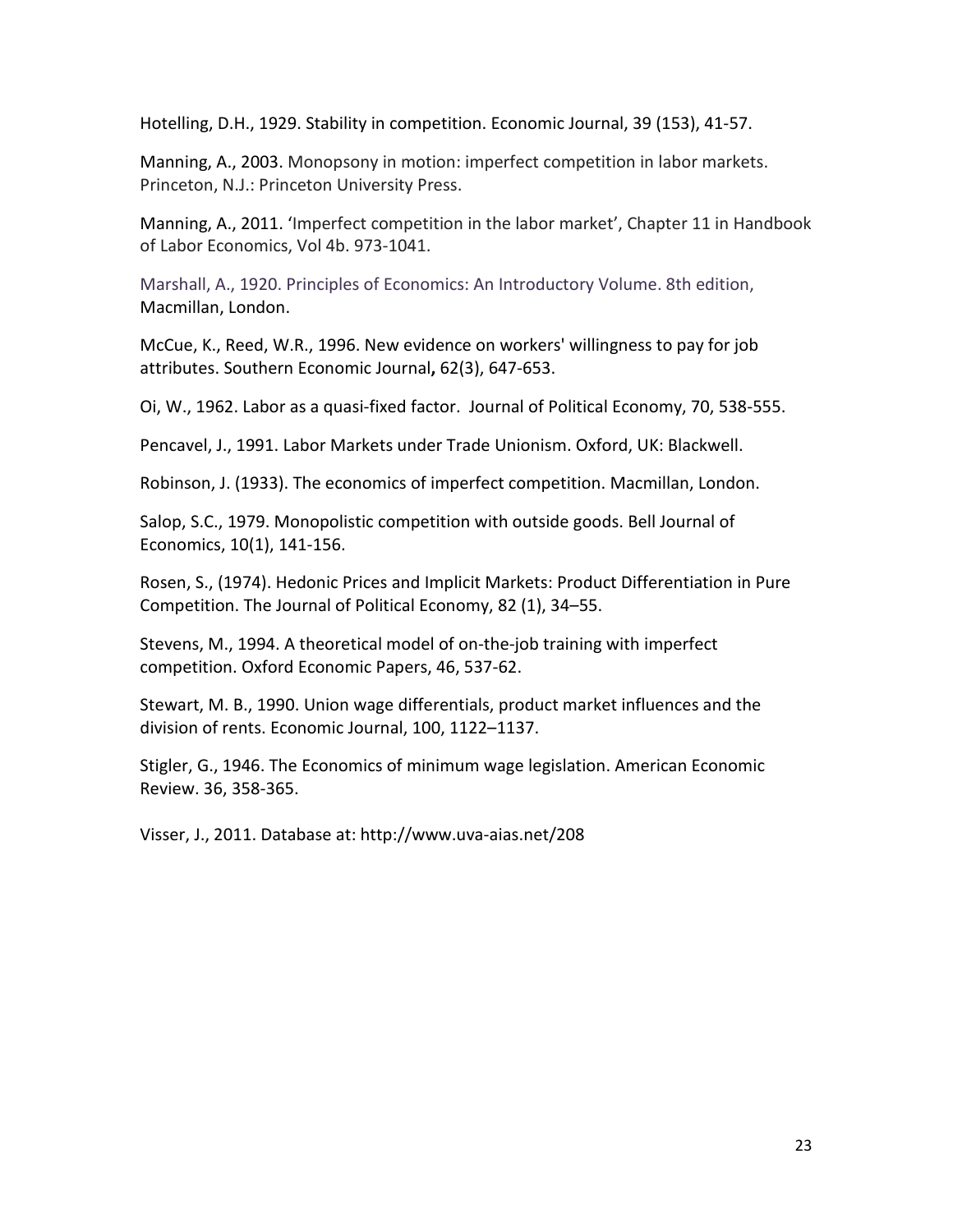Hotelling, D.H., 1929. Stability in competition. Economic Journal, 39 (153), 41-57.

Manning, A., 2003. Monopsony in motion: imperfect competition in labor markets. Princeton, N.J.: Princeton University Press.

Manning, A., 2011. 'Imperfect competition in the labor market', Chapter 11 in Handbook of Labor Economics, Vol 4b. 973-1041.

Marshall, A., 1920. Principles of Economics: An Introductory Volume. 8th edition, Macmillan, London.

McCue, K., Reed, W.R., 1996. New evidence on workers' willingness to pay for job attributes. Southern Economic Journal**,** 62(3), 647-653.

Oi, W., 1962. Labor as a quasi-fixed factor. Journal of Political Economy, 70, 538-555.

Pencavel, J., 1991. Labor Markets under Trade Unionism. Oxford, UK: Blackwell.

Robinson, J. (1933). The economics of imperfect competition. Macmillan, London.

Salop, S.C., 1979. Monopolistic competition with outside goods. Bell Journal of Economics, 10(1), 141-156.

Rosen, S., (1974). Hedonic Prices and Implicit Markets: Product Differentiation in Pure Competition. The Journal of Political Economy, 82 (1), 34–55.

Stevens, M., 1994. A theoretical model of on-the-job training with imperfect competition. Oxford Economic Papers, 46, 537-62.

Stewart, M. B., 1990. Union wage differentials, product market influences and the division of rents. Economic Journal, 100, 1122–1137.

Stigler, G., 1946. The Economics of minimum wage legislation. American Economic Review. 36, 358-365.

Visser, J., 2011. Database at: http://www.uva-aias.net/208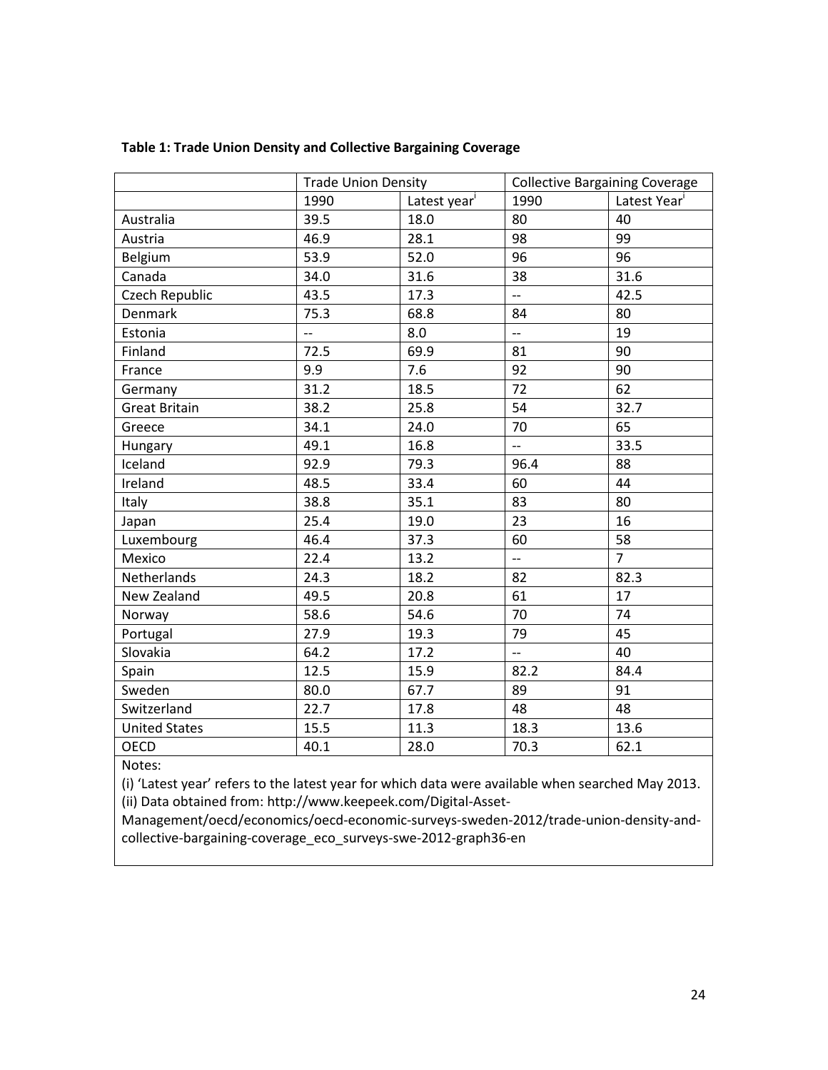**Table 1: Trade Union Density and Collective Bargaining Coverage**

| | Trade Union Density | | Collective Bargaining Coverage | |
|---|---|---|---|---|
| | 1990 | Latest year[i] | 1990 | Latest Year[i] |
| Australia | 39.5 | 18.0 | 80 | 40 |
| Austria | 46.9 | 28.1 | 98 | 99 |
| Belgium | 53.9 | 52.0 | 96 | 96 |
| Canada | 34.0 | 31.6 | 38 | 31.6 |
| Czech Republic | 43.5 | 17.3 | -- | 42.5 |
| Denmark | 75.3 | 68.8 | 84 | 80 |
| Estonia | -- | 8.0 | -- | 19 |
| Finland | 72.5 | 69.9 | 81 | 90 |
| France | 9.9 | 7.6 | 92 | 90 |
| Germany | 31.2 | 18.5 | 72 | 62 |
| Great Britain | 38.2 | 25.8 | 54 | 32.7 |
| Greece | 34.1 | 24.0 | 70 | 65 |
| Hungary | 49.1 | 16.8 | -- | 33.5 |
| Iceland | 92.9 | 79.3 | 96.4 | 88 |
| Ireland | 48.5 | 33.4 | 60 | 44 |
| Italy | 38.8 | 35.1 | 83 | 80 |
| Japan | 25.4 | 19.0 | 23 | 16 |
| Luxembourg | 46.4 | 37.3 | 60 | 58 |
| Mexico | 22.4 | 13.2 | -- | 7 |
| Netherlands | 24.3 | 18.2 | 82 | 82.3 |
| New Zealand | 49.5 | 20.8 | 61 | 17 |
| Norway | 58.6 | 54.6 | 70 | 74 |
| Portugal | 27.9 | 19.3 | 79 | 45 |
| Slovakia | 64.2 | 17.2 | -- | 40 |
| Spain | 12.5 | 15.9 | 82.2 | 84.4 |
| Sweden | 80.0 | 67.7 | 89 | 91 |
| Switzerland | 22.7 | 17.8 | 48 | 48 |
| United States | 15.5 | 11.3 | 18.3 | 13.6 |
| OECD | 40.1 | 28.0 | 70.3 | 62.1 |

Notes:

(i) 'Latest year' refers to the latest year for which data were available when searched May 2013.

(ii) Data obtained from: http://www.keepeek.com/Digital-Asset-Management/oecd/economics/oecd-economic-surveys-sweden-2012/trade-union-density-and-collective-bargaining-coverage_eco_surveys-swe-2012-graph36-en